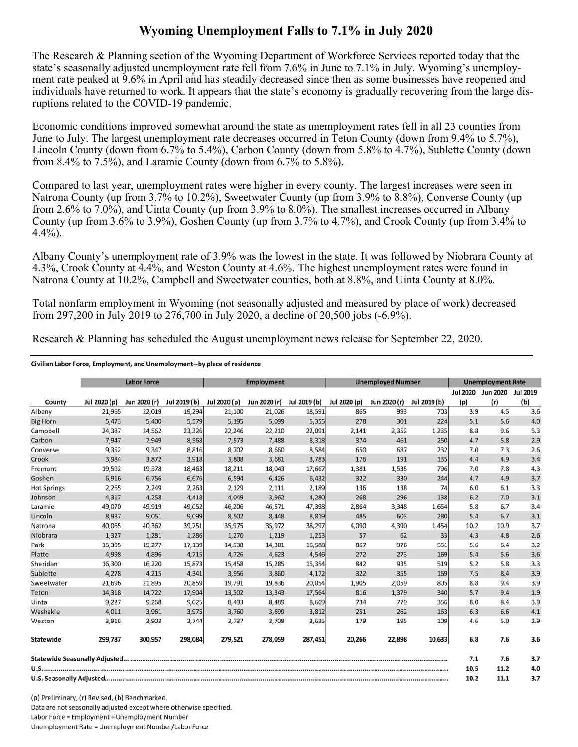# Wyoming Unemployment Falls to 7.1% in July 2020

The Research & Planning section of the Wyoming Department of Workforce Services reported today that the state's seasonally adjusted unemployment rate fell from 7.6% in June to 7.1% in July. Wyoming's unemployment rate peaked at 9.6% in April and has steadily decreased since then as some businesses have reopened and individuals have returned to work. It appears that the state's economy is gradually recovering from the large disruptions related to the COVID-19 pandemic.

Economic conditions improved somewhat around the state as unemployment rates fell in all 23 counties from June to July. The largest unemployment rate decreases occurred in Teton County (down from 9.4% to 5.7%), Lincoln County (down from 6.7% to 5.4%), Carbon County (down from 5.8% to 4.7%), Sublette County (down from 8.4% to 7.5%), and Laramie County (down from 6.7% to 5.8%).

Compared to last year, unemployment rates were higher in every county. The largest increases were seen in Natrona County (up from 3.7% to 10.2%), Sweetwater County (up from 3.9% to 8.8%), Converse County (up from 2.6% to 7.0%), and Uinta County (up from 3.9% to 8.0%). The smallest increases occurred in Albany County (up from 3.6% to 3.9%), Goshen County (up from 3.7% to 4.7%), and Crook County (up from 3.4% to 4.4%).

Albany County's unemployment rate of 3.9% was the lowest in the state. It was followed by Niobrara County at 4.3%, Crook County at 4.4%, and Weston County at 4.6%. The highest unemployment rates were found in Natrona County at 10.2%, Campbell and Sweetwater counties, both at 8.8%, and Uinta County at 8.0%.

Total nonfarm employment in Wyoming (not seasonally adjusted and measured by place of work) decreased from 297,200 in July 2019 to 276,700 in July 2020, a decline of 20,500 jobs (-6.9%).

Research & Planning has scheduled the August unemployment news release for September 22, 2020.

**Civilian Labor Force, Employment, and Unemployment--by place of residence**

| County | Labor Force | | | Employment | | | Unemployed Number | | | Unemployment Rate | | |
|---|---|---|---|---|---|---|---|---|---|---|---|---|
| | Jul 2020 (p) | Jun 2020 (r) | Jul 2019 (b) | Jul 2020 (p) | Jun 2020 (r) | Jul 2019 (b) | Jul 2020 (p) | Jun 2020 (r) | Jul 2019 (b) | Jul 2020 (p) | Jun 2020 (r) | Jul 2019 (b) |
| Albany | 21,965 | 22,019 | 19,294 | 21,100 | 21,026 | 18,591 | 865 | 993 | 703 | 3.9 | 4.5 | 3.6 |
| Big Horn | 5,473 | 5,400 | 5,579 | 5,195 | 5,099 | 5,355 | 278 | 301 | 224 | 5.1 | 5.6 | 4.0 |
| Campbell | 24,387 | 24,562 | 23,326 | 22,246 | 22,210 | 22,091 | 2,141 | 2,352 | 1,235 | 8.8 | 9.6 | 5.3 |
| Carbon | 7,947 | 7,949 | 8,568 | 7,573 | 7,488 | 8,318 | 374 | 461 | 250 | 4.7 | 5.8 | 2.9 |
| Converse | 9,352 | 9,347 | 8,816 | 8,702 | 8,660 | 8,584 | 650 | 687 | 232 | 7.0 | 7.3 | 2.6 |
| Crook | 3,984 | 3,872 | 3,918 | 3,808 | 3,681 | 3,783 | 176 | 191 | 135 | 4.4 | 4.9 | 3.4 |
| Fremont | 19,592 | 19,578 | 18,463 | 18,211 | 18,043 | 17,667 | 1,381 | 1,535 | 796 | 7.0 | 7.8 | 4.3 |
| Goshen | 6,916 | 6,756 | 6,676 | 6,594 | 6,426 | 6,432 | 322 | 330 | 244 | 4.7 | 4.9 | 3.7 |
| Hot Springs | 2,265 | 2,249 | 2,263 | 2,129 | 2,111 | 2,189 | 136 | 138 | 74 | 6.0 | 6.1 | 3.3 |
| Johnson | 4,317 | 4,258 | 4,418 | 4,049 | 3,962 | 4,280 | 268 | 296 | 138 | 6.2 | 7.0 | 3.1 |
| Laramie | 49,070 | 49,919 | 49,052 | 46,206 | 46,571 | 47,398 | 2,864 | 3,348 | 1,654 | 5.8 | 6.7 | 3.4 |
| Lincoln | 8,987 | 9,051 | 9,099 | 8,502 | 8,448 | 8,819 | 485 | 603 | 280 | 5.4 | 6.7 | 3.1 |
| Natrona | 40,065 | 40,362 | 39,751 | 35,975 | 35,972 | 38,297 | 4,090 | 4,390 | 1,454 | 10.2 | 10.9 | 3.7 |
| Niobrara | 1,327 | 1,281 | 1,286 | 1,270 | 1,219 | 1,253 | 57 | 62 | 33 | 4.3 | 4.8 | 2.6 |
| Park | 15,395 | 15,277 | 17,139 | 14,538 | 14,301 | 16,588 | 857 | 976 | 551 | 5.6 | 6.4 | 3.2 |
| Platte | 4,998 | 4,896 | 4,715 | 4,726 | 4,623 | 4,546 | 272 | 273 | 169 | 5.4 | 5.6 | 3.6 |
| Sheridan | 16,300 | 16,220 | 15,873 | 15,458 | 15,285 | 15,354 | 842 | 935 | 519 | 5.2 | 5.8 | 3.3 |
| Sublette | 4,278 | 4,215 | 4,341 | 3,956 | 3,860 | 4,172 | 322 | 355 | 169 | 7.5 | 8.4 | 3.9 |
| Sweetwater | 21,696 | 21,895 | 20,859 | 19,791 | 19,836 | 20,054 | 1,905 | 2,059 | 805 | 8.8 | 9.4 | 3.9 |
| Teton | 14,318 | 14,722 | 17,904 | 13,502 | 13,343 | 17,564 | 816 | 1,379 | 340 | 5.7 | 9.4 | 1.9 |
| Uinta | 9,227 | 9,268 | 9,025 | 8,493 | 8,489 | 8,669 | 734 | 779 | 356 | 8.0 | 8.4 | 3.9 |
| Washakie | 4,011 | 3,961 | 3,975 | 3,760 | 3,699 | 3,812 | 251 | 262 | 163 | 6.3 | 6.6 | 4.1 |
| Weston | 3,916 | 3,903 | 3,744 | 3,737 | 3,708 | 3,635 | 179 | 195 | 109 | 4.6 | 5.0 | 2.9 |
| **Statewide** | **299,787** | **300,957** | **298,084** | **279,521** | **278,059** | **287,451** | **20,266** | **22,898** | **10,633** | **6.8** | **7.6** | **3.6** |
| **Statewide Seasonally Adjusted** | | | | | | | | | | **7.1** | **7.6** | **3.7** |
| **U.S.** | | | | | | | | | | **10.5** | **11.2** | **4.0** |
| **U.S. Seasonally Adjusted** | | | | | | | | | | **10.2** | **11.1** | **3.7** |

(p) Preliminary, (r) Revised, (b) Benchmarked.
Data are not seasonally adjusted except where otherwise specified.
Labor Force = Employment + Unemployment Number
Unemployment Rate = Unemployment Number/Labor Force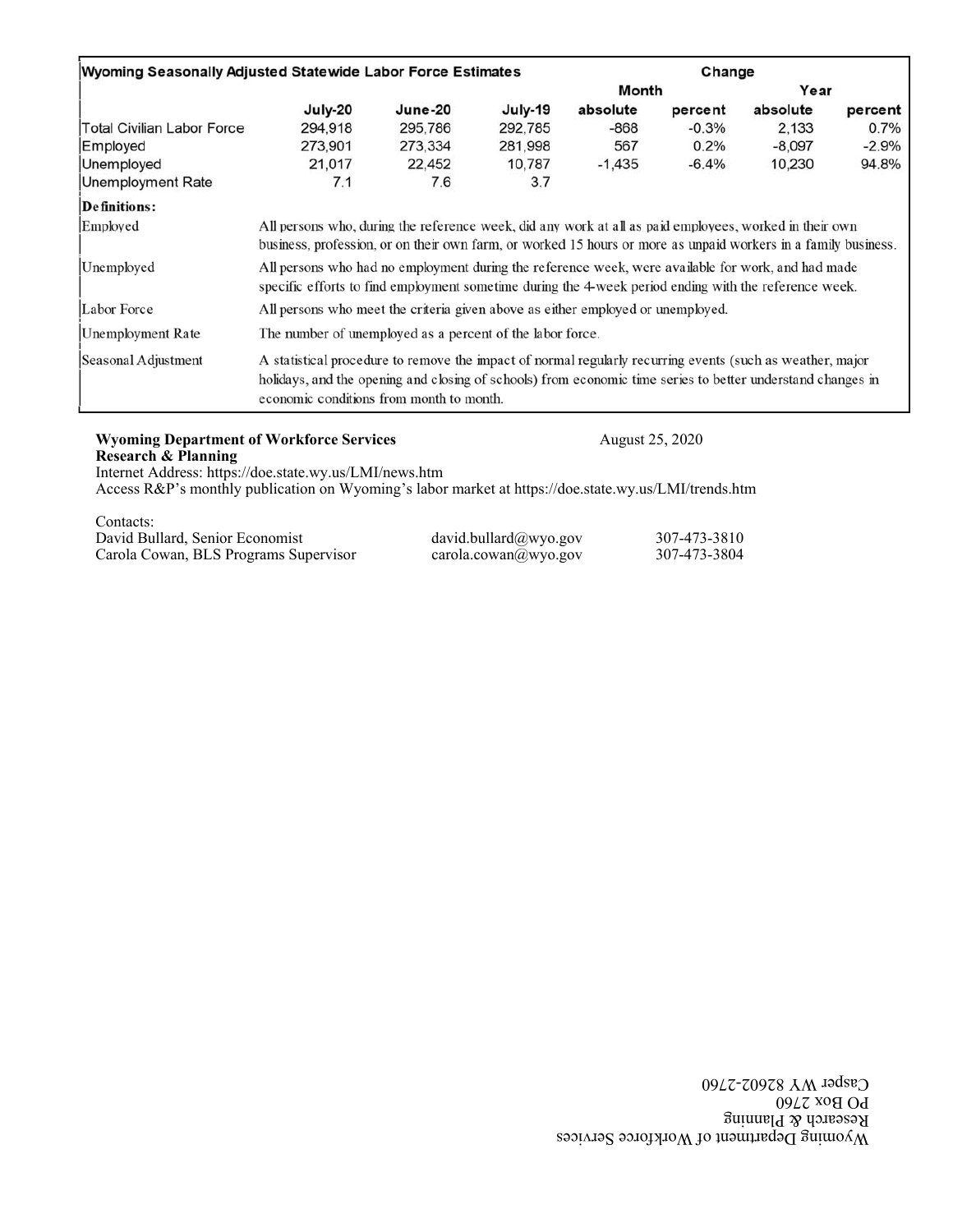| Wyoming Seasonally Adjusted Statewide Labor Force Estimates | | | | Change | | | |
|---|---|---|---|---|---|---|---|
| | | | | Month | | Year | |
| | July-20 | June-20 | July-19 | absolute | percent | absolute | percent |
| Total Civilian Labor Force | 294,918 | 295,786 | 292,785 | -868 | -0.3% | 2,133 | 0.7% |
| Employed | 273,901 | 273,334 | 281,998 | 567 | 0.2% | -8,097 | -2.9% |
| Unemployed | 21,017 | 22,452 | 10,787 | -1,435 | -6.4% | 10,230 | 94.8% |
| Unemployment Rate | 7.1 | 7.6 | 3.7 | | | | |

**Definitions:**

| | |
|---|---|
| Employed | All persons who, during the reference week, did any work at all as paid employees, worked in their own business, profession, or on their own farm, or worked 15 hours or more as unpaid workers in a family business. |
| Unemployed | All persons who had no employment during the reference week, were available for work, and had made specific efforts to find employment sometime during the 4-week period ending with the reference week. |
| Labor Force | All persons who meet the criteria given above as either employed or unemployed. |
| Unemployment Rate | The number of unemployed as a percent of the labor force. |
| Seasonal Adjustment | A statistical procedure to remove the impact of normal regularly recurring events (such as weather, major holidays, and the opening and closing of schools) from economic time series to better understand changes in economic conditions from month to month. |

**Wyoming Department of Workforce Services**
**Research & Planning**
August 25, 2020

Internet Address: https://doe.state.wy.us/LMI/news.htm
Access R&P's monthly publication on Wyoming's labor market at https://doe.state.wy.us/LMI/trends.htm

Contacts:

| | | |
|---|---|---|
| David Bullard, Senior Economist | david.bullard@wyo.gov | 307-473-3810 |
| Carola Cowan, BLS Programs Supervisor | carola.cowan@wyo.gov | 307-473-3804 |

Wyoming Department of Workforce Services
Research & Planning
PO Box 2760
Casper WY 82602-2760